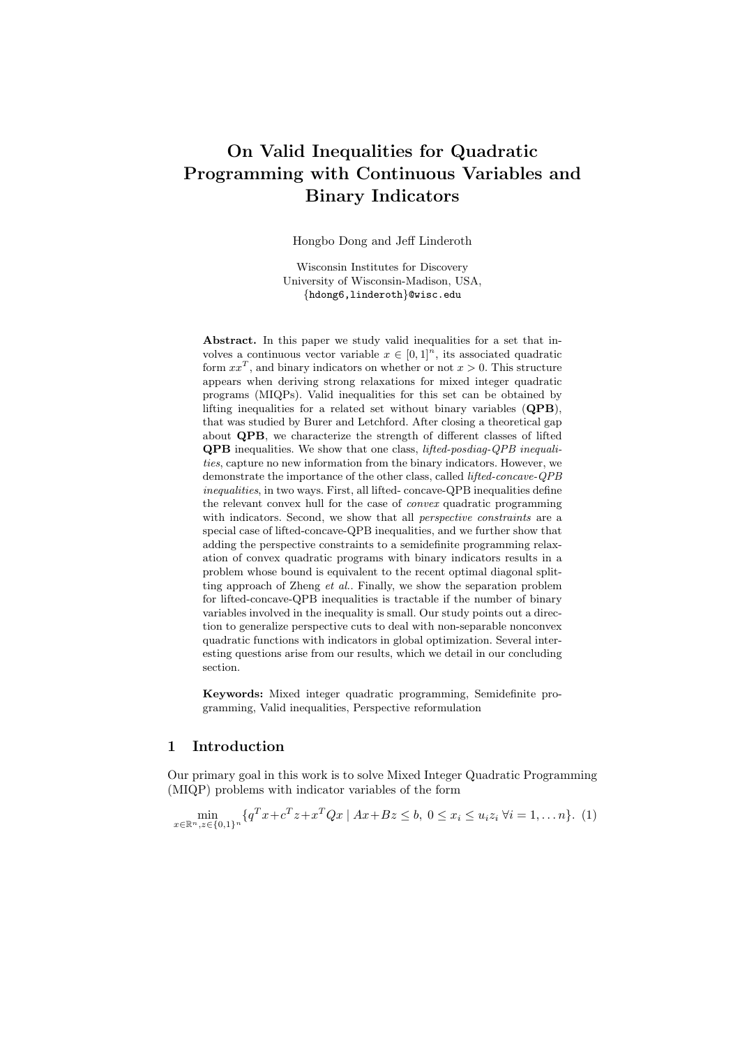# On Valid Inequalities for Quadratic Programming with Continuous Variables and Binary Indicators

Hongbo Dong and Jeff Linderoth

Wisconsin Institutes for Discovery
University of Wisconsin-Madison, USA,
{hdong6,linderoth}@wisc.edu

**Abstract.** In this paper we study valid inequalities for a set that involves a continuous vector variable $x \in [0,1]^n$, its associated quadratic form $xx^T$, and binary indicators on whether or not $x > 0$. This structure appears when deriving strong relaxations for mixed integer quadratic programs (MIQPs). Valid inequalities for this set can be obtained by lifting inequalities for a related set without binary variables (**QPB**), that was studied by Burer and Letchford. After closing a theoretical gap about **QPB**, we characterize the strength of different classes of lifted **QPB** inequalities. We show that one class, *lifted-posdiag-QPB inequalities*, capture no new information from the binary indicators. However, we demonstrate the importance of the other class, called *lifted-concave-QPB inequalities*, in two ways. First, all lifted- concave-QPB inequalities define the relevant convex hull for the case of *convex* quadratic programming with indicators. Second, we show that all *perspective constraints* are a special case of lifted-concave-QPB inequalities, and we further show that adding the perspective constraints to a semidefinite programming relaxation of convex quadratic programs with binary indicators results in a problem whose bound is equivalent to the recent optimal diagonal splitting approach of Zheng *et al.*. Finally, we show the separation problem for lifted-concave-QPB inequalities is tractable if the number of binary variables involved in the inequality is small. Our study points out a direction to generalize perspective cuts to deal with non-separable nonconvex quadratic functions with indicators in global optimization. Several interesting questions arise from our results, which we detail in our concluding section.

**Keywords:** Mixed integer quadratic programming, Semidefinite programming, Valid inequalities, Perspective reformulation

## 1 Introduction

Our primary goal in this work is to solve Mixed Integer Quadratic Programming (MIQP) problems with indicator variables of the form

$$\min_{x \in \mathbb{R}^n, z \in \{0,1\}^n} \{q^T x + c^T z + x^T Q x \mid Ax + Bz \leq b,\ 0 \leq x_i \leq u_i z_i\ \forall i = 1, \ldots n\}. \quad (1)$$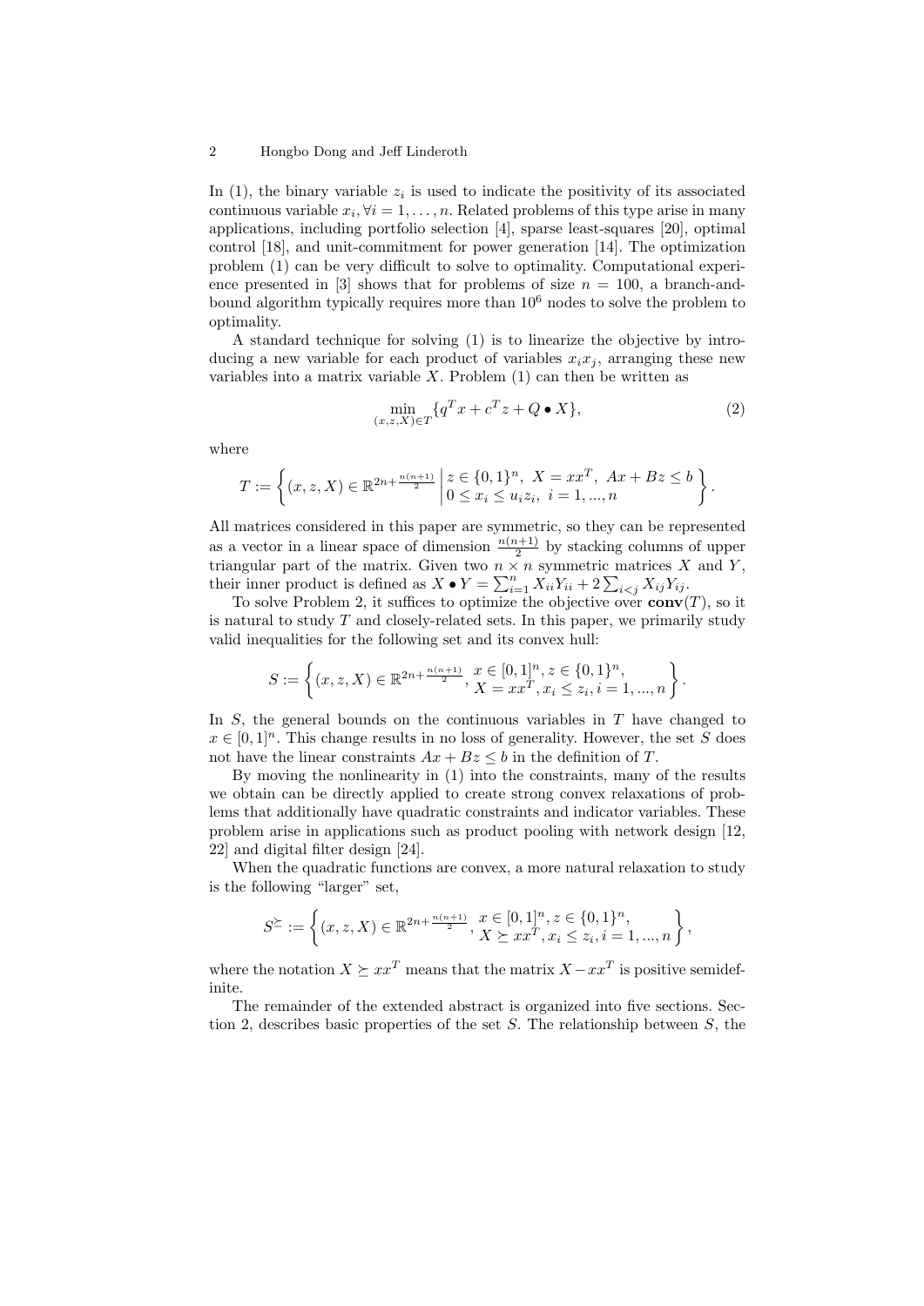In (1), the binary variable $z_i$ is used to indicate the positivity of its associated continuous variable $x_i, \forall i = 1, \ldots, n$. Related problems of this type arise in many applications, including portfolio selection [4], sparse least-squares [20], optimal control [18], and unit-commitment for power generation [14]. The optimization problem (1) can be very difficult to solve to optimality. Computational experience presented in [3] shows that for problems of size $n = 100$, a branch-and-bound algorithm typically requires more than $10^6$ nodes to solve the problem to optimality.

A standard technique for solving (1) is to linearize the objective by introducing a new variable for each product of variables $x_i x_j$, arranging these new variables into a matrix variable $X$. Problem (1) can then be written as

$$\min_{(x,z,X)\in T} \{q^T x + c^T z + Q \bullet X\}, \tag{2}$$

where

$$T := \left\{ (x, z, X) \in \mathbb{R}^{2n+\frac{n(n+1)}{2}} \;\middle|\; \begin{array}{l} z \in \{0,1\}^n,\ X = xx^T,\ Ax + Bz \leq b \\ 0 \leq x_i \leq u_i z_i,\ i = 1, ..., n \end{array} \right\}.$$

All matrices considered in this paper are symmetric, so they can be represented as a vector in a linear space of dimension $\frac{n(n+1)}{2}$ by stacking columns of upper triangular part of the matrix. Given two $n \times n$ symmetric matrices $X$ and $Y$, their inner product is defined as $X \bullet Y = \sum_{i=1}^n X_{ii} Y_{ii} + 2 \sum_{i<j} X_{ij} Y_{ij}$.

To solve Problem 2, it suffices to optimize the objective over $\mathbf{conv}(T)$, so it is natural to study $T$ and closely-related sets. In this paper, we primarily study valid inequalities for the following set and its convex hull:

$$S := \left\{ (x, z, X) \in \mathbb{R}^{2n+\frac{n(n+1)}{2}},\ \begin{array}{l} x \in [0,1]^n, z \in \{0,1\}^n, \\ X = xx^T, x_i \leq z_i, i = 1, ..., n \end{array} \right\}.$$

In $S$, the general bounds on the continuous variables in $T$ have changed to $x \in [0,1]^n$. This change results in no loss of generality. However, the set $S$ does not have the linear constraints $Ax + Bz \leq b$ in the definition of $T$.

By moving the nonlinearity in (1) into the constraints, many of the results we obtain can be directly applied to create strong convex relaxations of problems that additionally have quadratic constraints and indicator variables. These problem arise in applications such as product pooling with network design [12, 22] and digital filter design [24].

When the quadratic functions are convex, a more natural relaxation to study is the following "larger" set,

$$S^{\succeq} := \left\{ (x, z, X) \in \mathbb{R}^{2n+\frac{n(n+1)}{2}},\ \begin{array}{l} x \in [0,1]^n, z \in \{0,1\}^n, \\ X \succeq xx^T, x_i \leq z_i, i = 1, ..., n \end{array} \right\},$$

where the notation $X \succeq xx^T$ means that the matrix $X - xx^T$ is positive semidefinite.

The remainder of the extended abstract is organized into five sections. Section 2, describes basic properties of the set $S$. The relationship between $S$, the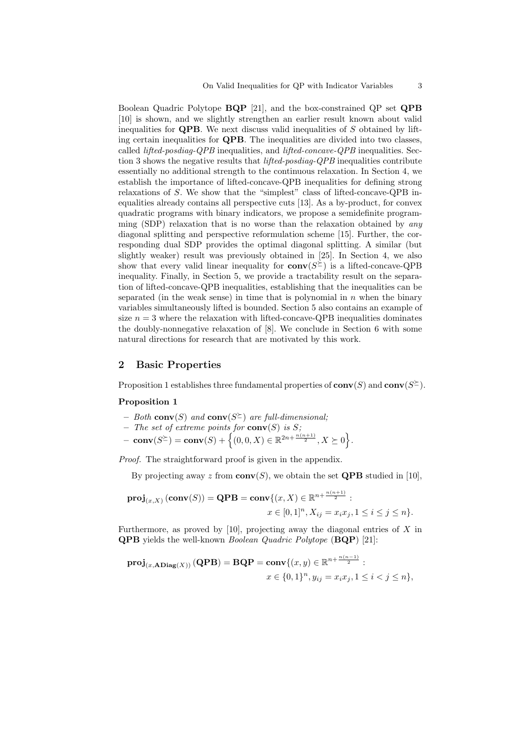Boolean Quadric Polytope **BQP** [21], and the box-constrained QP set **QPB** [10] is shown, and we slightly strengthen an earlier result known about valid inequalities for **QPB**. We next discuss valid inequalities of $S$ obtained by lifting certain inequalities for **QPB**. The inequalities are divided into two classes, called *lifted-posdiag-QPB* inequalities, and *lifted-concave-QPB* inequalities. Section 3 shows the negative results that *lifted-posdiag-QPB* inequalities contribute essentially no additional strength to the continuous relaxation. In Section 4, we establish the importance of lifted-concave-QPB inequalities for defining strong relaxations of $S$. We show that the "simplest" class of lifted-concave-QPB inequalities already contains all perspective cuts [13]. As a by-product, for convex quadratic programs with binary indicators, we propose a semidefinite programming (SDP) relaxation that is no worse than the relaxation obtained by *any* diagonal splitting and perspective reformulation scheme [15]. Further, the corresponding dual SDP provides the optimal diagonal splitting. A similar (but slightly weaker) result was previously obtained in [25]. In Section 4, we also show that every valid linear inequality for $\mathbf{conv}(S^{\succeq})$ is a lifted-concave-QPB inequality. Finally, in Section 5, we provide a tractability result on the separation of lifted-concave-QPB inequalities, establishing that the inequalities can be separated (in the weak sense) in time that is polynomial in $n$ when the binary variables simultaneously lifted is bounded. Section 5 also contains an example of size $n = 3$ where the relaxation with lifted-concave-QPB inequalities dominates the doubly-nonnegative relaxation of [8]. We conclude in Section 6 with some natural directions for research that are motivated by this work.

## 2 Basic Properties

Proposition 1 establishes three fundamental properties of $\mathbf{conv}(S)$ and $\mathbf{conv}(S^{\succeq})$.

**Proposition 1**

- *Both* $\mathbf{conv}(S)$ *and* $\mathbf{conv}(S^{\succeq})$ *are full-dimensional;*
- *The set of extreme points for* $\mathbf{conv}(S)$ *is* $S$*;*
- $\mathbf{conv}(S^{\succeq}) = \mathbf{conv}(S) + \left\{(0, 0, X) \in \mathbb{R}^{2n+\frac{n(n+1)}{2}}, X \succeq 0\right\}$.

*Proof.* The straightforward proof is given in the appendix.

By projecting away $z$ from $\mathbf{conv}(S)$, we obtain the set **QPB** studied in [10],

$$\mathbf{proj}_{(x,X)}\left(\mathbf{conv}(S)\right) = \mathbf{QPB} = \mathbf{conv}\{(x, X) \in \mathbb{R}^{n+\frac{n(n+1)}{2}} : x \in [0, 1]^n, X_{ij} = x_i x_j, 1 \le i \le j \le n\}.$$

Furthermore, as proved by [10], projecting away the diagonal entries of $X$ in **QPB** yields the well-known *Boolean Quadric Polytope* (**BQP**) [21]:

$$\mathbf{proj}_{(x,\mathbf{ADiag}(X))}\left(\mathbf{QPB}\right) = \mathbf{BQP} = \mathbf{conv}\{(x, y) \in \mathbb{R}^{n+\frac{n(n-1)}{2}} : x \in \{0, 1\}^n, y_{ij} = x_i x_j, 1 \le i < j \le n\},$$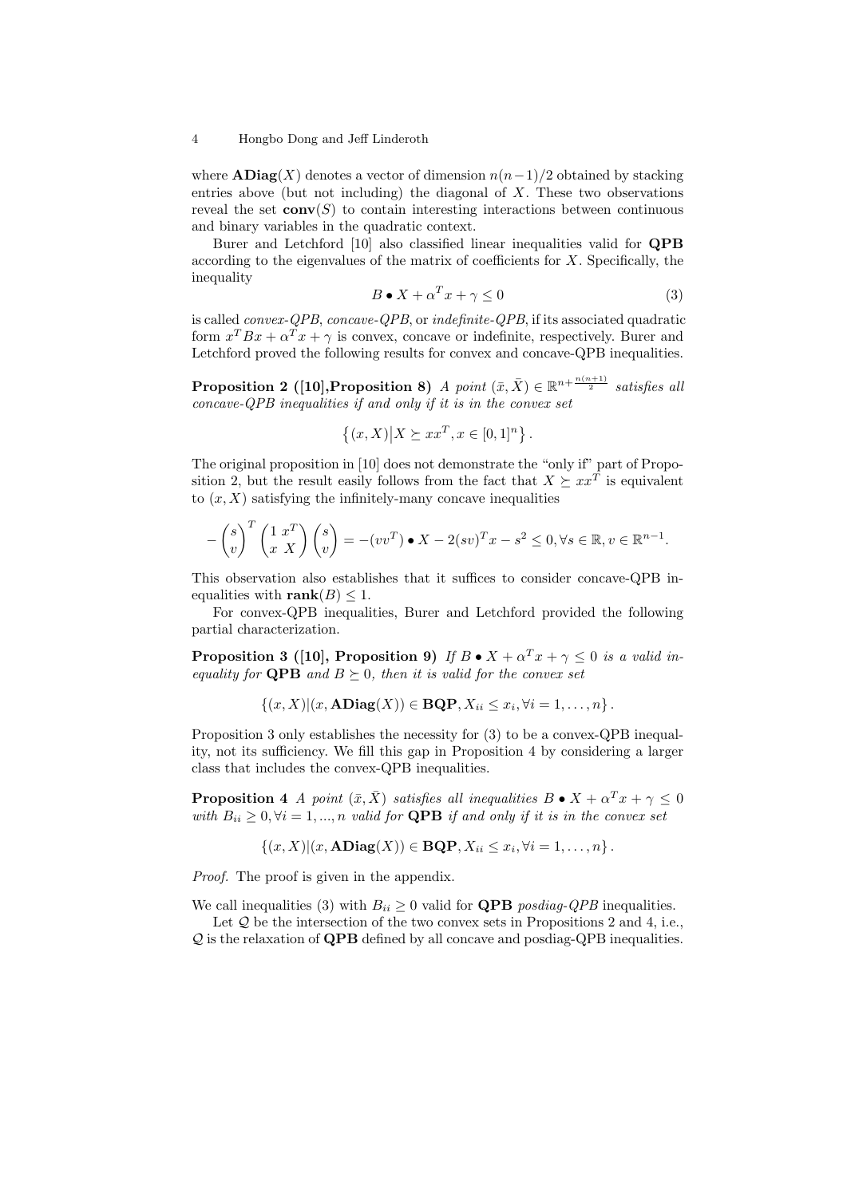where $\mathbf{ADiag}(X)$ denotes a vector of dimension $n(n-1)/2$ obtained by stacking entries above (but not including) the diagonal of $X$. These two observations reveal the set $\mathbf{conv}(S)$ to contain interesting interactions between continuous and binary variables in the quadratic context.

Burer and Letchford [10] also classified linear inequalities valid for **QPB** according to the eigenvalues of the matrix of coefficients for $X$. Specifically, the inequality

$$B \bullet X + \alpha^T x + \gamma \leq 0 \tag{3}$$

is called *convex-QPB*, *concave-QPB*, or *indefinite-QPB*, if its associated quadratic form $x^T Bx + \alpha^T x + \gamma$ is convex, concave or indefinite, respectively. Burer and Letchford proved the following results for convex and concave-QPB inequalities.

**Proposition 2 ([10],Proposition 8)** *A point $(\bar{x}, \bar{X}) \in \mathbb{R}^{n+\frac{n(n+1)}{2}}$ satisfies all concave-QPB inequalities if and only if it is in the convex set*

$$\left\{(x, X) \middle| X \succeq xx^T, x \in [0,1]^n\right\}.$$

The original proposition in [10] does not demonstrate the "only if" part of Proposition 2, but the result easily follows from the fact that $X \succeq xx^T$ is equivalent to $(x, X)$ satisfying the infinitely-many concave inequalities

$$-\begin{pmatrix} s \\ v \end{pmatrix}^T \begin{pmatrix} 1 & x^T \\ x & X \end{pmatrix} \begin{pmatrix} s \\ v \end{pmatrix} = -(vv^T) \bullet X - 2(sv)^T x - s^2 \leq 0, \forall s \in \mathbb{R}, v \in \mathbb{R}^{n-1}.$$

This observation also establishes that it suffices to consider concave-QPB inequalities with $\mathbf{rank}(B) \leq 1$.

For convex-QPB inequalities, Burer and Letchford provided the following partial characterization.

**Proposition 3 ([10], Proposition 9)** *If $B \bullet X + \alpha^T x + \gamma \leq 0$ is a valid inequality for* **QPB** *and $B \succeq 0$, then it is valid for the convex set*

$$\left\{(x, X) | (x, \mathbf{ADiag}(X)) \in \mathbf{BQP}, X_{ii} \leq x_i, \forall i = 1, \ldots, n\right\}.$$

Proposition 3 only establishes the necessity for (3) to be a convex-QPB inequality, not its sufficiency. We fill this gap in Proposition 4 by considering a larger class that includes the convex-QPB inequalities.

**Proposition 4** *A point $(\bar{x}, \bar{X})$ satisfies all inequalities $B \bullet X + \alpha^T x + \gamma \leq 0$ with $B_{ii} \geq 0, \forall i = 1, ..., n$ valid for* **QPB** *if and only if it is in the convex set*

$$\left\{(x, X) | (x, \mathbf{ADiag}(X)) \in \mathbf{BQP}, X_{ii} \leq x_i, \forall i = 1, \ldots, n\right\}.$$

*Proof.* The proof is given in the appendix.

We call inequalities (3) with $B_{ii} \geq 0$ valid for **QPB** *posdiag-QPB* inequalities.

Let $\mathcal{Q}$ be the intersection of the two convex sets in Propositions 2 and 4, i.e., $\mathcal{Q}$ is the relaxation of **QPB** defined by all concave and posdiag-QPB inequalities.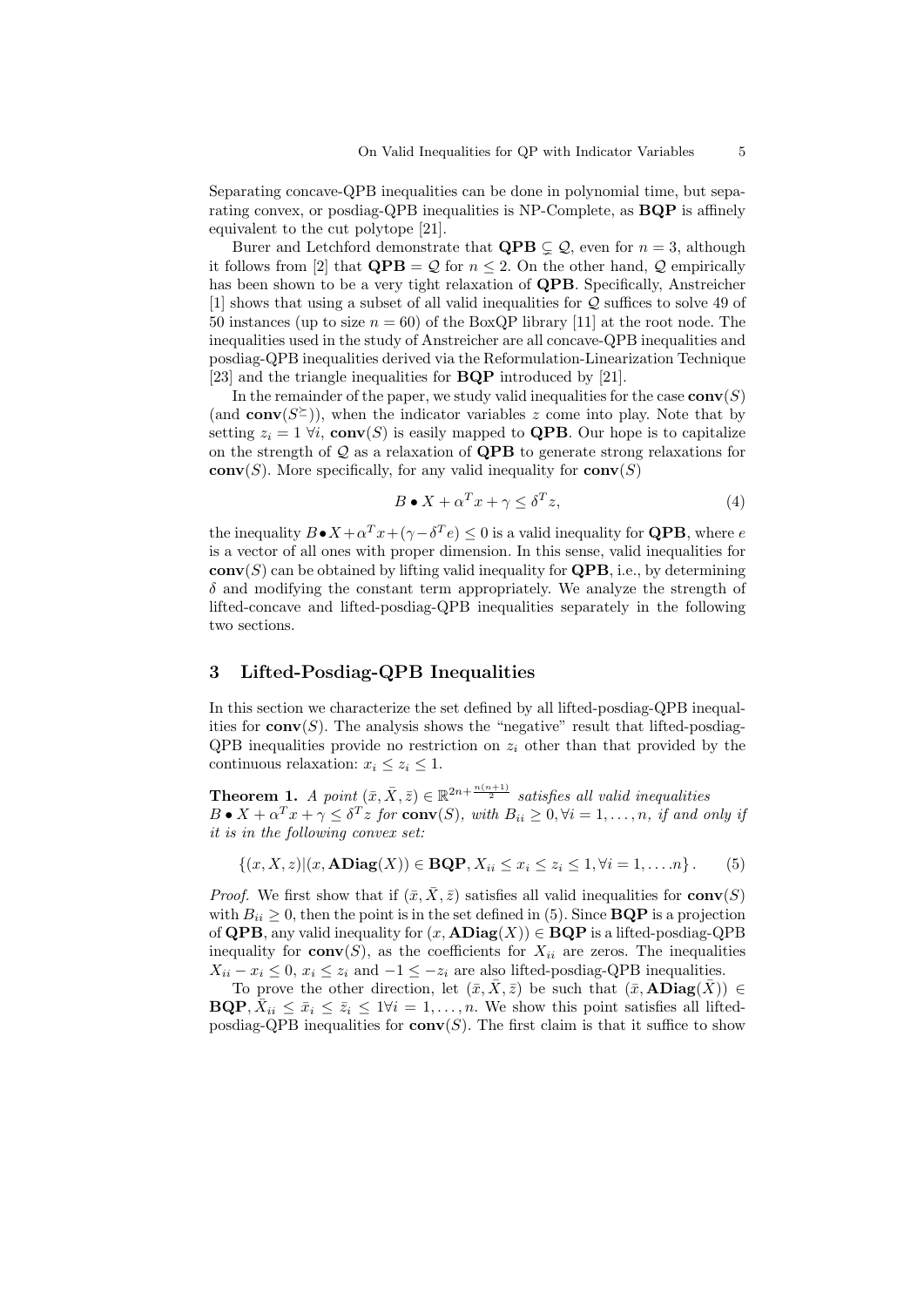Separating concave-QPB inequalities can be done in polynomial time, but separating convex, or posdiag-QPB inequalities is NP-Complete, as **BQP** is affinely equivalent to the cut polytope [21].

Burer and Letchford demonstrate that $\mathbf{QPB} \subsetneq \mathcal{Q}$, even for $n = 3$, although it follows from [2] that $\mathbf{QPB} = \mathcal{Q}$ for $n \leq 2$. On the other hand, $\mathcal{Q}$ empirically has been shown to be a very tight relaxation of **QPB**. Specifically, Anstreicher [1] shows that using a subset of all valid inequalities for $\mathcal{Q}$ suffices to solve 49 of 50 instances (up to size $n = 60$) of the BoxQP library [11] at the root node. The inequalities used in the study of Anstreicher are all concave-QPB inequalities and posdiag-QPB inequalities derived via the Reformulation-Linearization Technique [23] and the triangle inequalities for **BQP** introduced by [21].

In the remainder of the paper, we study valid inequalities for the case $\mathbf{conv}(S)$ (and $\mathbf{conv}(S^{\succeq})$), when the indicator variables $z$ come into play. Note that by setting $z_i = 1 \;\forall i$, $\mathbf{conv}(S)$ is easily mapped to **QPB**. Our hope is to capitalize on the strength of $\mathcal{Q}$ as a relaxation of **QPB** to generate strong relaxations for $\mathbf{conv}(S)$. More specifically, for any valid inequality for $\mathbf{conv}(S)$

$$B \bullet X + \alpha^T x + \gamma \leq \delta^T z, \tag{4}$$

the inequality $B \bullet X + \alpha^T x + (\gamma - \delta^T e) \leq 0$ is a valid inequality for **QPB**, where $e$ is a vector of all ones with proper dimension. In this sense, valid inequalities for $\mathbf{conv}(S)$ can be obtained by lifting valid inequality for **QPB**, i.e., by determining $\delta$ and modifying the constant term appropriately. We analyze the strength of lifted-concave and lifted-posdiag-QPB inequalities separately in the following two sections.

## 3 Lifted-Posdiag-QPB Inequalities

In this section we characterize the set defined by all lifted-posdiag-QPB inequalities for $\mathbf{conv}(S)$. The analysis shows the "negative" result that lifted-posdiag-QPB inequalities provide no restriction on $z_i$ other than that provided by the continuous relaxation: $x_i \leq z_i \leq 1$.

**Theorem 1.** *A point $(\bar{x}, \bar{X}, \bar{z}) \in \mathbb{R}^{2n + \frac{n(n+1)}{2}}$ satisfies all valid inequalities $B \bullet X + \alpha^T x + \gamma \leq \delta^T z$ for $\mathbf{conv}(S)$, with $B_{ii} \geq 0, \forall i = 1, \ldots, n$, if and only if it is in the following convex set:*

$$\{(x, X, z) | (x, \mathbf{ADiag}(X)) \in \mathbf{BQP}, X_{ii} \leq x_i \leq z_i \leq 1, \forall i = 1, \ldots n\}. \tag{5}$$

*Proof.* We first show that if $(\bar{x}, \bar{X}, \bar{z})$ satisfies all valid inequalities for $\mathbf{conv}(S)$ with $B_{ii} \geq 0$, then the point is in the set defined in (5). Since **BQP** is a projection of **QPB**, any valid inequality for $(x, \mathbf{ADiag}(X)) \in \mathbf{BQP}$ is a lifted-posdiag-QPB inequality for $\mathbf{conv}(S)$, as the coefficients for $X_{ii}$ are zeros. The inequalities $X_{ii} - x_i \leq 0$, $x_i \leq z_i$ and $-1 \leq -z_i$ are also lifted-posdiag-QPB inequalities.

To prove the other direction, let $(\bar{x}, \bar{X}, \bar{z})$ be such that $(\bar{x}, \mathbf{ADiag}(\bar{X})) \in \mathbf{BQP}, \bar{X}_{ii} \leq \bar{x}_i \leq \bar{z}_i \leq 1 \forall i = 1, \ldots, n$. We show this point satisfies all lifted-posdiag-QPB inequalities for $\mathbf{conv}(S)$. The first claim is that it suffice to show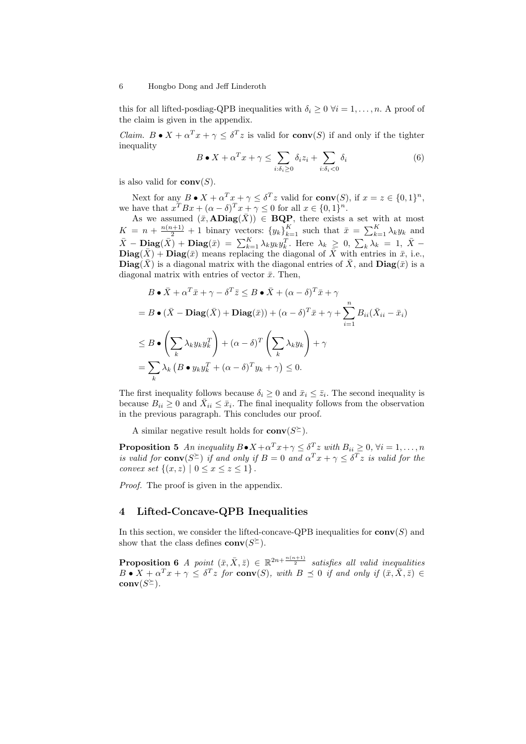this for all lifted-posdiag-QPB inequalities with $\delta_i \geq 0 \; \forall i = 1, \ldots, n$. A proof of the claim is given in the appendix.

*Claim.* $B \bullet X + \alpha^T x + \gamma \leq \delta^T z$ is valid for $\mathbf{conv}(S)$ if and only if the tighter inequality

$$B \bullet X + \alpha^T x + \gamma \leq \sum_{i:\delta_i \geq 0} \delta_i z_i + \sum_{i:\delta_i < 0} \delta_i \tag{6}$$

is also valid for $\mathbf{conv}(S)$.

Next for any $B \bullet X + \alpha^T x + \gamma \leq \delta^T z$ valid for $\mathbf{conv}(S)$, if $x = z \in \{0,1\}^n$, we have that $x^T B x + (\alpha - \delta)^T x + \gamma \leq 0$ for all $x \in \{0,1\}^n$.

As we assumed $(\bar{x}, \mathbf{ADiag}(\bar{X})) \in \mathbf{BQP}$, there exists a set with at most $K = n + \frac{n(n+1)}{2} + 1$ binary vectors: $\{y_k\}_{k=1}^K$ such that $\bar{x} = \sum_{k=1}^K \lambda_k y_k$ and $\bar{X} - \mathbf{Diag}(\bar{X}) + \mathbf{Diag}(\bar{x}) = \sum_{k=1}^K \lambda_k y_k y_k^T$. Here $\lambda_k \geq 0$, $\sum_k \lambda_k = 1$, $\bar{X} - \mathbf{Diag}(\bar{X}) + \mathbf{Diag}(\bar{x})$ means replacing the diagonal of $\bar{X}$ with entries in $\bar{x}$, i.e., $\mathbf{Diag}(\bar{X})$ is a diagonal matrix with the diagonal entries of $\bar{X}$, and $\mathbf{Diag}(\bar{x})$ is a diagonal matrix with entries of vector $\bar{x}$. Then,

$$\begin{aligned}
& B \bullet \bar{X} + \alpha^T \bar{x} + \gamma - \delta^T \bar{z} \leq B \bullet \bar{X} + (\alpha - \delta)^T \bar{x} + \gamma \\
&= B \bullet (\bar{X} - \mathbf{Diag}(\bar{X}) + \mathbf{Diag}(\bar{x})) + (\alpha - \delta)^T \bar{x} + \gamma + \sum_{i=1}^n B_{ii}(\bar{X}_{ii} - \bar{x}_i) \\
&\leq B \bullet \left( \sum_k \lambda_k y_k y_k^T \right) + (\alpha - \delta)^T \left( \sum_k \lambda_k y_k \right) + \gamma \\
&= \sum_k \lambda_k \left( B \bullet y_k y_k^T + (\alpha - \delta)^T y_k + \gamma \right) \leq 0.
\end{aligned}$$

The first inequality follows because $\delta_i \geq 0$ and $\bar{x}_i \leq \bar{z}_i$. The second inequality is because $B_{ii} \geq 0$ and $\bar{X}_{ii} \leq \bar{x}_i$. The final inequality follows from the observation in the previous paragraph. This concludes our proof.

A similar negative result holds for $\mathbf{conv}(S^{\succeq})$.

**Proposition 5** *An inequality $B \bullet X + \alpha^T x + \gamma \leq \delta^T z$ with $B_{ii} \geq 0, \; \forall i = 1, \ldots, n$ is valid for $\mathbf{conv}(S^{\succeq})$ if and only if $B = 0$ and $\alpha^T x + \gamma \leq \delta^T z$ is valid for the convex set $\{(x, z) \mid 0 \leq x \leq z \leq 1\}$.*

*Proof.* The proof is given in the appendix.

## 4 Lifted-Concave-QPB Inequalities

In this section, we consider the lifted-concave-QPB inequalities for $\mathbf{conv}(S)$ and show that the class defines $\mathbf{conv}(S^{\succeq})$.

**Proposition 6** *A point $(\bar{x}, \bar{X}, \bar{z}) \in \mathbb{R}^{2n + \frac{n(n+1)}{2}}$ satisfies all valid inequalities $B \bullet X + \alpha^T x + \gamma \leq \delta^T z$ for $\mathbf{conv}(S)$, with $B \preceq 0$ if and only if $(\bar{x}, \bar{X}, \bar{z}) \in \mathbf{conv}(S^{\succeq})$.*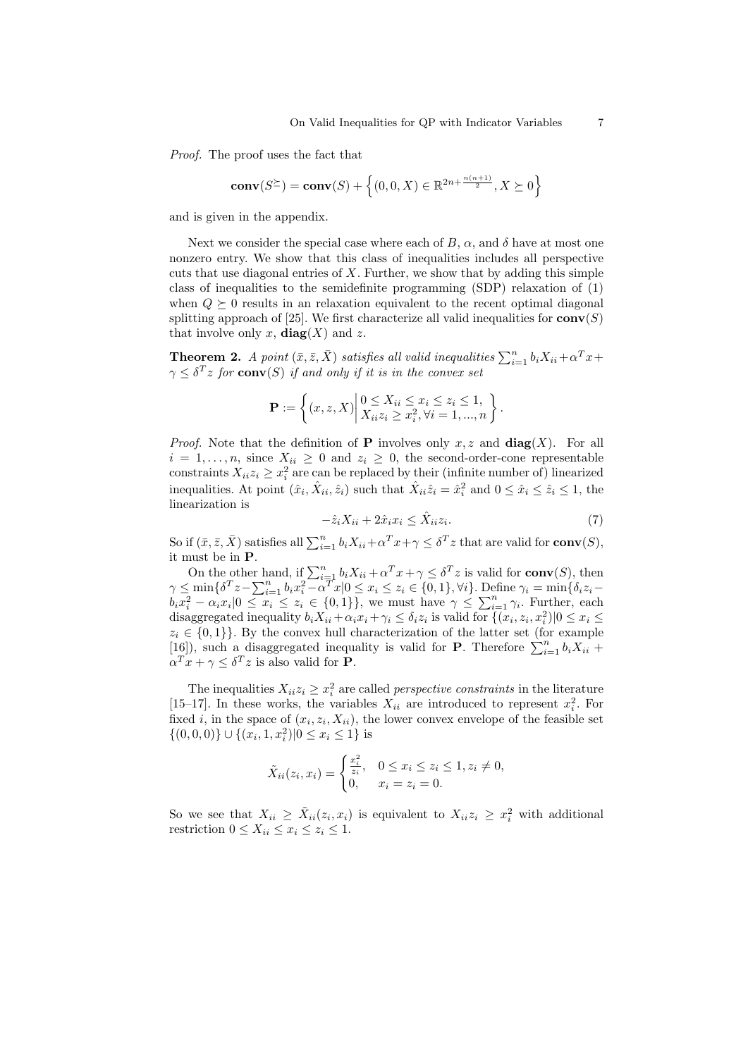*Proof.* The proof uses the fact that

$$\mathbf{conv}(S^{\succeq}) = \mathbf{conv}(S) + \left\{(0,0,X) \in \mathbb{R}^{2n+\frac{n(n+1)}{2}}, X \succeq 0\right\}$$

and is given in the appendix.

Next we consider the special case where each of $B$, $\alpha$, and $\delta$ have at most one nonzero entry. We show that this class of inequalities includes all perspective cuts that use diagonal entries of $X$. Further, we show that by adding this simple class of inequalities to the semidefinite programming (SDP) relaxation of (1) when $Q \succeq 0$ results in an relaxation equivalent to the recent optimal diagonal splitting approach of [25]. We first characterize all valid inequalities for $\mathbf{conv}(S)$ that involve only $x$, $\mathbf{diag}(X)$ and $z$.

**Theorem 2.** *A point $(\bar{x}, \bar{z}, \bar{X})$ satisfies all valid inequalities $\sum_{i=1}^n b_i X_{ii} + \alpha^T x + \gamma \leq \delta^T z$ for $\mathbf{conv}(S)$ if and only if it is in the convex set*

$$\mathbf{P} := \left\{ (x,z,X) \middle| \begin{array}{l} 0 \leq X_{ii} \leq x_i \leq z_i \leq 1, \\ X_{ii} z_i \geq x_i^2, \forall i = 1, ..., n \end{array} \right\}.$$

*Proof.* Note that the definition of $\mathbf{P}$ involves only $x, z$ and $\mathbf{diag}(X)$. For all $i = 1, \ldots, n$, since $X_{ii} \geq 0$ and $z_i \geq 0$, the second-order-cone representable constraints $X_{ii} z_i \geq x_i^2$ are can be replaced by their (infinite number of) linearized inequalities. At point $(\hat{x}_i, \hat{X}_{ii}, \hat{z}_i)$ such that $\hat{X}_{ii}\hat{z}_i = \hat{x}_i^2$ and $0 \leq \hat{x}_i \leq \hat{z}_i \leq 1$, the linearization is

$$-\hat{z}_i X_{ii} + 2\hat{x}_i x_i \leq \hat{X}_{ii} z_i. \tag{7}$$

So if $(\bar{x}, \bar{z}, \bar{X})$ satisfies all $\sum_{i=1}^n b_i X_{ii} + \alpha^T x + \gamma \leq \delta^T z$ that are valid for $\mathbf{conv}(S)$, it must be in $\mathbf{P}$.

On the other hand, if $\sum_{i=1}^n b_i X_{ii} + \alpha^T x + \gamma \leq \delta^T z$ is valid for $\mathbf{conv}(S)$, then $\gamma \leq \min\{\delta^T z - \sum_{i=1}^n b_i x_i^2 - \alpha^T x | 0 \leq x_i \leq z_i \in \{0,1\}, \forall i\}$. Define $\gamma_i = \min\{\delta_i z_i - b_i x_i^2 - \alpha_i x_i | 0 \leq x_i \leq z_i \in \{0,1\}\}$, we must have $\gamma \leq \sum_{i=1}^n \gamma_i$. Further, each disaggregated inequality $b_i X_{ii} + \alpha_i x_i + \gamma_i \leq \delta_i z_i$ is valid for $\{(x_i, z_i, x_i^2) | 0 \leq x_i \leq z_i \in \{0,1\}\}$. By the convex hull characterization of the latter set (for example [16]), such a disaggregated inequality is valid for $\mathbf{P}$. Therefore $\sum_{i=1}^n b_i X_{ii} + \alpha^T x + \gamma \leq \delta^T z$ is also valid for $\mathbf{P}$.

The inequalities $X_{ii} z_i \geq x_i^2$ are called *perspective constraints* in the literature [15–17]. In these works, the variables $X_{ii}$ are introduced to represent $x_i^2$. For fixed $i$, in the space of $(x_i, z_i, X_{ii})$, the lower convex envelope of the feasible set $\{(0,0,0)\} \cup \{(x_i, 1, x_i^2) | 0 \leq x_i \leq 1\}$ is

$$\tilde{X}_{ii}(z_i, x_i) = \begin{cases} \frac{x_i^2}{z_i}, & 0 \leq x_i \leq z_i \leq 1, z_i \neq 0, \\ 0, & x_i = z_i = 0. \end{cases}$$

So we see that $X_{ii} \geq \tilde{X}_{ii}(z_i, x_i)$ is equivalent to $X_{ii} z_i \geq x_i^2$ with additional restriction $0 \leq X_{ii} \leq x_i \leq z_i \leq 1$.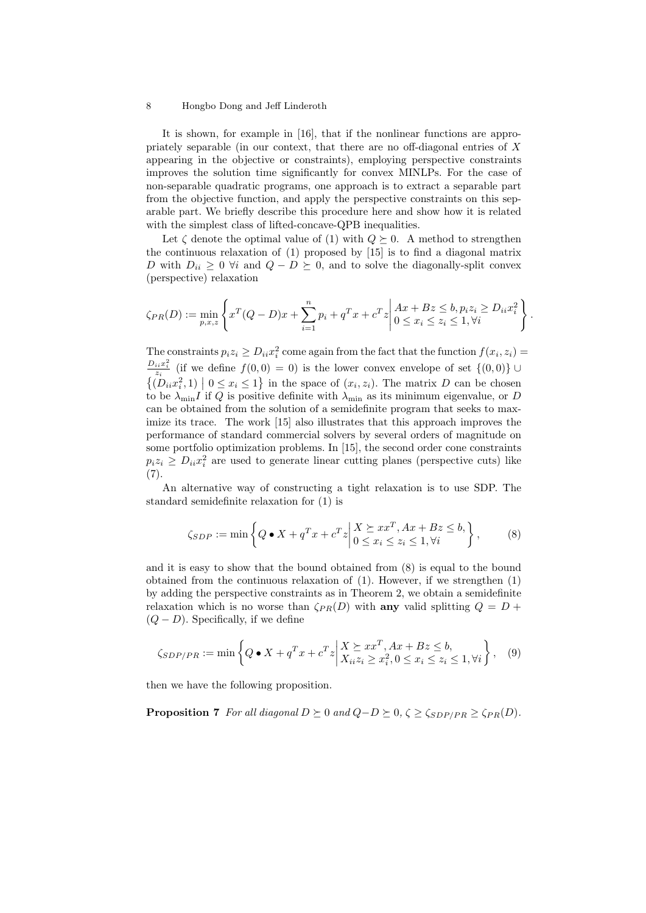It is shown, for example in [16], that if the nonlinear functions are appropriately separable (in our context, that there are no off-diagonal entries of $X$ appearing in the objective or constraints), employing perspective constraints improves the solution time significantly for convex MINLPs. For the case of non-separable quadratic programs, one approach is to extract a separable part from the objective function, and apply the perspective constraints on this separable part. We briefly describe this procedure here and show how it is related with the simplest class of lifted-concave-QPB inequalities.

Let $\zeta$ denote the optimal value of (1) with $Q \succeq 0$. A method to strengthen the continuous relaxation of (1) proposed by [15] is to find a diagonal matrix $D$ with $D_{ii} \geq 0 \ \forall i$ and $Q - D \succeq 0$, and to solve the diagonally-split convex (perspective) relaxation

$$\zeta_{PR}(D) := \min_{p,x,z} \left\{ x^T(Q-D)x + \sum_{i=1}^{n} p_i + q^T x + c^T z \,\middle|\, \begin{array}{l} Ax + Bz \leq b, p_i z_i \geq D_{ii} x_i^2 \\ 0 \leq x_i \leq z_i \leq 1, \forall i \end{array} \right\}.$$

The constraints $p_i z_i \geq D_{ii} x_i^2$ come again from the fact that the function $f(x_i, z_i) = \frac{D_{ii} x_i^2}{z_i}$ (if we define $f(0,0) = 0$) is the lower convex envelope of set $\{(0,0)\} \cup \left\{(D_{ii}x_i^2, 1) \mid 0 \leq x_i \leq 1\right\}$ in the space of $(x_i, z_i)$. The matrix $D$ can be chosen to be $\lambda_{\min} I$ if $Q$ is positive definite with $\lambda_{\min}$ as its minimum eigenvalue, or $D$ can be obtained from the solution of a semidefinite program that seeks to maximize its trace. The work [15] also illustrates that this approach improves the performance of standard commercial solvers by several orders of magnitude on some portfolio optimization problems. In [15], the second order cone constraints $p_i z_i \geq D_{ii} x_i^2$ are used to generate linear cutting planes (perspective cuts) like (7).

An alternative way of constructing a tight relaxation is to use SDP. The standard semidefinite relaxation for (1) is

$$\zeta_{SDP} := \min \left\{ Q \bullet X + q^T x + c^T z \,\middle|\, \begin{array}{l} X \succeq xx^T, Ax + Bz \leq b, \\ 0 \leq x_i \leq z_i \leq 1, \forall i \end{array} \right\}, \tag{8}$$

and it is easy to show that the bound obtained from (8) is equal to the bound obtained from the continuous relaxation of (1). However, if we strengthen (1) by adding the perspective constraints as in Theorem 2, we obtain a semidefinite relaxation which is no worse than $\zeta_{PR}(D)$ with **any** valid splitting $Q = D + (Q - D)$. Specifically, if we define

$$\zeta_{SDP/PR} := \min \left\{ Q \bullet X + q^T x + c^T z \,\middle|\, \begin{array}{l} X \succeq xx^T, Ax + Bz \leq b, \\ X_{ii} z_i \geq x_i^2, 0 \leq x_i \leq z_i \leq 1, \forall i \end{array} \right\}, \tag{9}$$

then we have the following proposition.

**Proposition 7** *For all diagonal $D \succeq 0$ and $Q - D \succeq 0$, $\zeta \geq \zeta_{SDP/PR} \geq \zeta_{PR}(D)$.*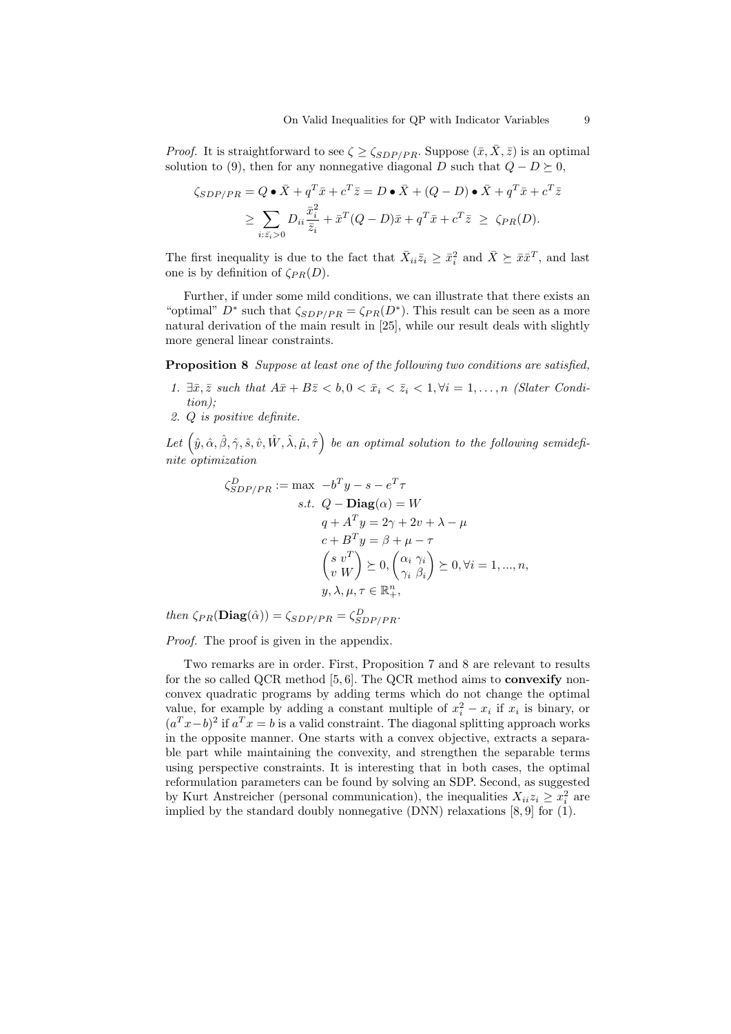*Proof.* It is straightforward to see $\zeta \geq \zeta_{SDP/PR}$. Suppose $(\bar{x}, \bar{X}, \bar{z})$ is an optimal solution to (9), then for any nonnegative diagonal $D$ such that $Q - D \succeq 0$,

$$
\begin{aligned}
\zeta_{SDP/PR} &= Q \bullet \bar{X} + q^T \bar{x} + c^T \bar{z} = D \bullet \bar{X} + (Q - D) \bullet \bar{X} + q^T \bar{x} + c^T \bar{z} \\
&\geq \sum_{i: \bar{z}_i > 0} D_{ii} \frac{\bar{x}_i^2}{\bar{z}_i} + \bar{x}^T (Q - D) \bar{x} + q^T \bar{x} + c^T \bar{z} \ \geq \ \zeta_{PR}(D).
\end{aligned}
$$

The first inequality is due to the fact that $\bar{X}_{ii} \bar{z}_i \geq \bar{x}_i^2$ and $\bar{X} \succeq \bar{x}\bar{x}^T$, and last one is by definition of $\zeta_{PR}(D)$.

Further, if under some mild conditions, we can illustrate that there exists an "optimal" $D^*$ such that $\zeta_{SDP/PR} = \zeta_{PR}(D^*)$. This result can be seen as a more natural derivation of the main result in [25], while our result deals with slightly more general linear constraints.

**Proposition 8** *Suppose at least one of the following two conditions are satisfied,*

1. *$\exists \bar{x}, \bar{z}$ such that $A\bar{x} + B\bar{z} < b, 0 < \bar{x}_i < \bar{z}_i < 1, \forall i = 1, \ldots, n$ (Slater Condition);*
2. *$Q$ is positive definite.*

*Let $\left(\hat{y}, \hat{\alpha}, \hat{\beta}, \hat{\gamma}, \hat{s}, \hat{v}, \hat{W}, \hat{\lambda}, \hat{\mu}, \hat{\tau}\right)$ be an optimal solution to the following semidefinite optimization*

$$
\begin{aligned}
\zeta_{SDP/PR}^D := \max \ & -b^T y - s - e^T \tau \\
s.t. \ & Q - \mathbf{Diag}(\alpha) = W \\
& q + A^T y = 2\gamma + 2v + \lambda - \mu \\
& c + B^T y = \beta + \mu - \tau \\
& \begin{pmatrix} s & v^T \\ v & W \end{pmatrix} \succeq 0, \begin{pmatrix} \alpha_i & \gamma_i \\ \gamma_i & \beta_i \end{pmatrix} \succeq 0, \forall i = 1, ..., n, \\
& y, \lambda, \mu, \tau \in \mathbb{R}_+^n,
\end{aligned}
$$

*then $\zeta_{PR}(\mathbf{Diag}(\hat{\alpha})) = \zeta_{SDP/PR} = \zeta_{SDP/PR}^D$.*

*Proof.* The proof is given in the appendix.

Two remarks are in order. First, Proposition 7 and 8 are relevant to results for the so called QCR method [5, 6]. The QCR method aims to **convexify** nonconvex quadratic programs by adding terms which do not change the optimal value, for example by adding a constant multiple of $x_i^2 - x_i$ if $x_i$ is binary, or $(a^T x - b)^2$ if $a^T x = b$ is a valid constraint. The diagonal splitting approach works in the opposite manner. One starts with a convex objective, extracts a separable part while maintaining the convexity, and strengthen the separable terms using perspective constraints. It is interesting that in both cases, the optimal reformulation parameters can be found by solving an SDP. Second, as suggested by Kurt Anstreicher (personal communication), the inequalities $X_{ii} z_i \geq x_i^2$ are implied by the standard doubly nonnegative (DNN) relaxations [8, 9] for (1).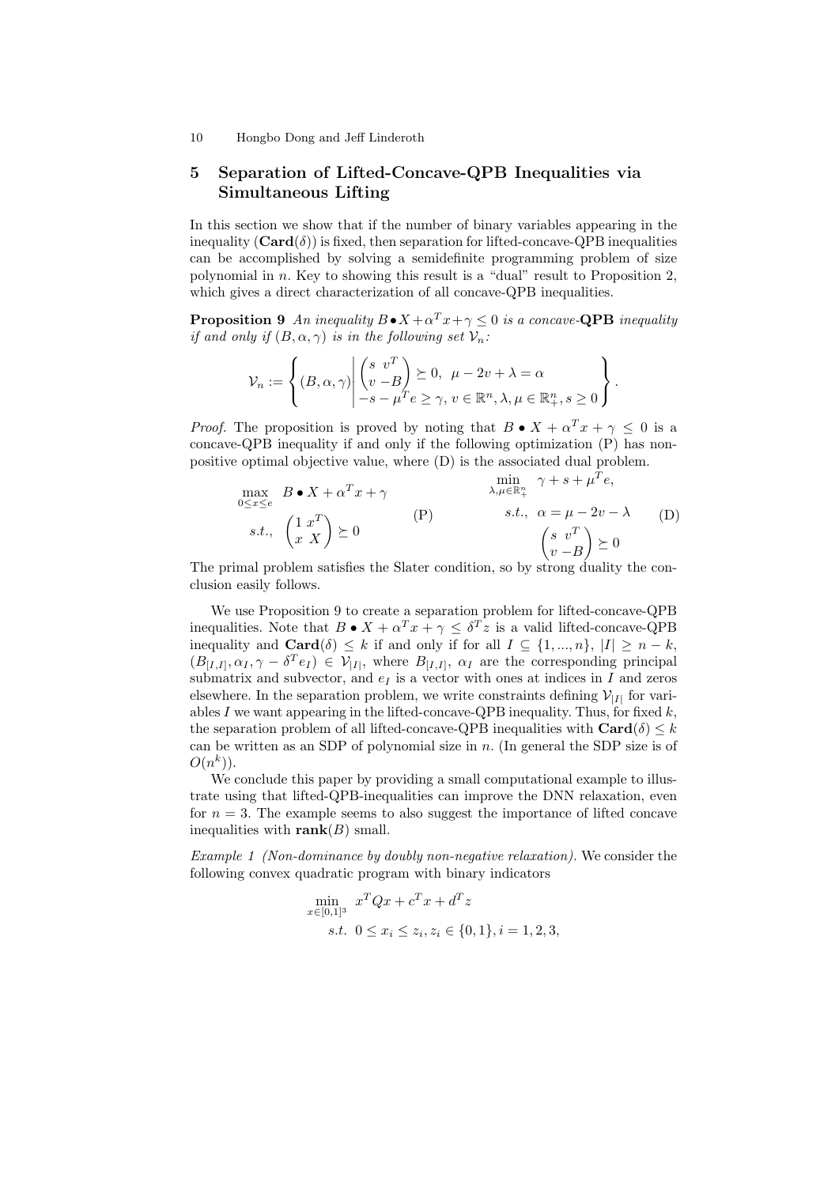## 5 Separation of Lifted-Concave-QPB Inequalities via Simultaneous Lifting

In this section we show that if the number of binary variables appearing in the inequality ($\mathbf{Card}(\delta)$) is fixed, then separation for lifted-concave-QPB inequalities can be accomplished by solving a semidefinite programming problem of size polynomial in $n$. Key to showing this result is a "dual" result to Proposition 2, which gives a direct characterization of all concave-QPB inequalities.

**Proposition 9** *An inequality $B \bullet X + \alpha^T x + \gamma \leq 0$ is a concave-***QPB** *inequality if and only if $(B, \alpha, \gamma)$ is in the following set $\mathcal{V}_n$:*

$$\mathcal{V}_n := \left\{ (B, \alpha, \gamma) \left| \begin{array}{l} \begin{pmatrix} s & v^T \\ v & -B \end{pmatrix} \succeq 0, \;\; \mu - 2v + \lambda = \alpha \\ -s - \mu^T e \geq \gamma, \, v \in \mathbb{R}^n, \lambda, \mu \in \mathbb{R}^n_+, s \geq 0 \end{array} \right. \right\}.$$

*Proof.* The proposition is proved by noting that $B \bullet X + \alpha^T x + \gamma \leq 0$ is a concave-QPB inequality if and only if the following optimization (P) has non-positive optimal objective value, where (D) is the associated dual problem.

$$\begin{array}{ll} \max\limits_{0 \leq x \leq e} & B \bullet X + \alpha^T x + \gamma \\ s.t., & \begin{pmatrix} 1 & x^T \\ x & X \end{pmatrix} \succeq 0 \end{array} \quad \text{(P)} \qquad \begin{array}{ll} \min\limits_{\lambda, \mu \in \mathbb{R}^n_+} & \gamma + s + \mu^T e, \\ s.t., & \alpha = \mu - 2v - \lambda \\ & \begin{pmatrix} s & v^T \\ v & -B \end{pmatrix} \succeq 0 \end{array} \quad \text{(D)}$$

The primal problem satisfies the Slater condition, so by strong duality the conclusion easily follows.

We use Proposition 9 to create a separation problem for lifted-concave-QPB inequalities. Note that $B \bullet X + \alpha^T x + \gamma \leq \delta^T z$ is a valid lifted-concave-QPB inequality and $\mathbf{Card}(\delta) \leq k$ if and only if for all $I \subseteq \{1, ..., n\}$, $|I| \geq n - k$, $(B_{[I,I]}, \alpha_I, \gamma - \delta^T e_I) \in \mathcal{V}_{|I|}$, where $B_{[I,I]}$, $\alpha_I$ are the corresponding principal submatrix and subvector, and $e_I$ is a vector with ones at indices in $I$ and zeros elsewhere. In the separation problem, we write constraints defining $\mathcal{V}_{|I|}$ for variables $I$ we want appearing in the lifted-concave-QPB inequality. Thus, for fixed $k$, the separation problem of all lifted-concave-QPB inequalities with $\mathbf{Card}(\delta) \leq k$ can be written as an SDP of polynomial size in $n$. (In general the SDP size is of $O(n^k)$).

We conclude this paper by providing a small computational example to illustrate using that lifted-QPB-inequalities can improve the DNN relaxation, even for $n = 3$. The example seems to also suggest the importance of lifted concave inequalities with $\mathbf{rank}(B)$ small.

*Example 1 (Non-dominance by doubly non-negative relaxation).* We consider the following convex quadratic program with binary indicators

$$\begin{array}{ll} \min\limits_{x \in [0,1]^3} & x^T Q x + c^T x + d^T z \\ s.t. & 0 \leq x_i \leq z_i, z_i \in \{0, 1\}, i = 1, 2, 3, \end{array}$$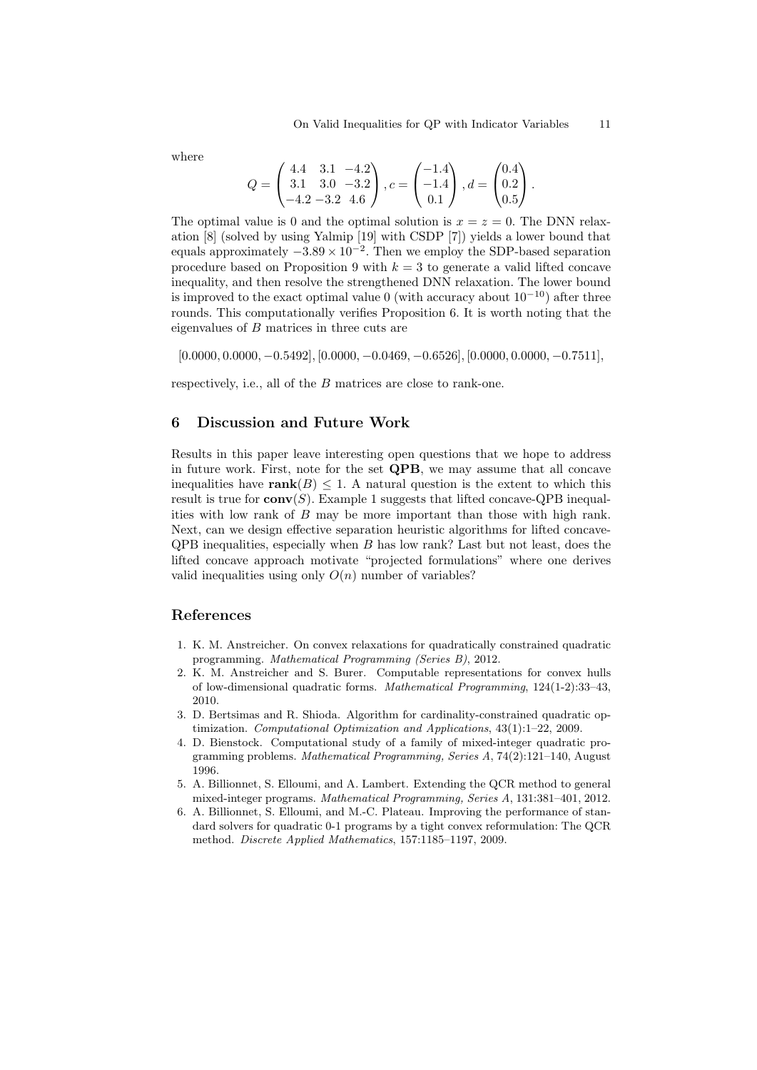where

$$
Q = \begin{pmatrix} 4.4 & 3.1 & -4.2 \\ 3.1 & 3.0 & -3.2 \\ -4.2 & -3.2 & 4.6 \end{pmatrix}, c = \begin{pmatrix} -1.4 \\ -1.4 \\ 0.1 \end{pmatrix}, d = \begin{pmatrix} 0.4 \\ 0.2 \\ 0.5 \end{pmatrix}.
$$

The optimal value is 0 and the optimal solution is $x = z = 0$. The DNN relaxation [8] (solved by using Yalmip [19] with CSDP [7]) yields a lower bound that equals approximately $-3.89 \times 10^{-2}$. Then we employ the SDP-based separation procedure based on Proposition 9 with $k = 3$ to generate a valid lifted concave inequality, and then resolve the strengthened DNN relaxation. The lower bound is improved to the exact optimal value 0 (with accuracy about $10^{-10}$) after three rounds. This computationally verifies Proposition 6. It is worth noting that the eigenvalues of $B$ matrices in three cuts are

$$
[0.0000, 0.0000, -0.5492], [0.0000, -0.0469, -0.6526], [0.0000, 0.0000, -0.7511],
$$

respectively, i.e., all of the $B$ matrices are close to rank-one.

## 6 Discussion and Future Work

Results in this paper leave interesting open questions that we hope to address in future work. First, note for the set **QPB**, we may assume that all concave inequalities have $\mathbf{rank}(B) \leq 1$. A natural question is the extent to which this result is true for $\mathbf{conv}(S)$. Example 1 suggests that lifted concave-QPB inequalities with low rank of $B$ may be more important than those with high rank. Next, can we design effective separation heuristic algorithms for lifted concave-QPB inequalities, especially when $B$ has low rank? Last but not least, does the lifted concave approach motivate "projected formulations" where one derives valid inequalities using only $O(n)$ number of variables?

## References

1. K. M. Anstreicher. On convex relaxations for quadratically constrained quadratic programming. *Mathematical Programming (Series B)*, 2012.
2. K. M. Anstreicher and S. Burer. Computable representations for convex hulls of low-dimensional quadratic forms. *Mathematical Programming*, 124(1-2):33–43, 2010.
3. D. Bertsimas and R. Shioda. Algorithm for cardinality-constrained quadratic optimization. *Computational Optimization and Applications*, 43(1):1–22, 2009.
4. D. Bienstock. Computational study of a family of mixed-integer quadratic programming problems. *Mathematical Programming, Series A*, 74(2):121–140, August 1996.
5. A. Billionnet, S. Elloumi, and A. Lambert. Extending the QCR method to general mixed-integer programs. *Mathematical Programming, Series A*, 131:381–401, 2012.
6. A. Billionnet, S. Elloumi, and M.-C. Plateau. Improving the performance of standard solvers for quadratic 0-1 programs by a tight convex reformulation: The QCR method. *Discrete Applied Mathematics*, 157:1185–1197, 2009.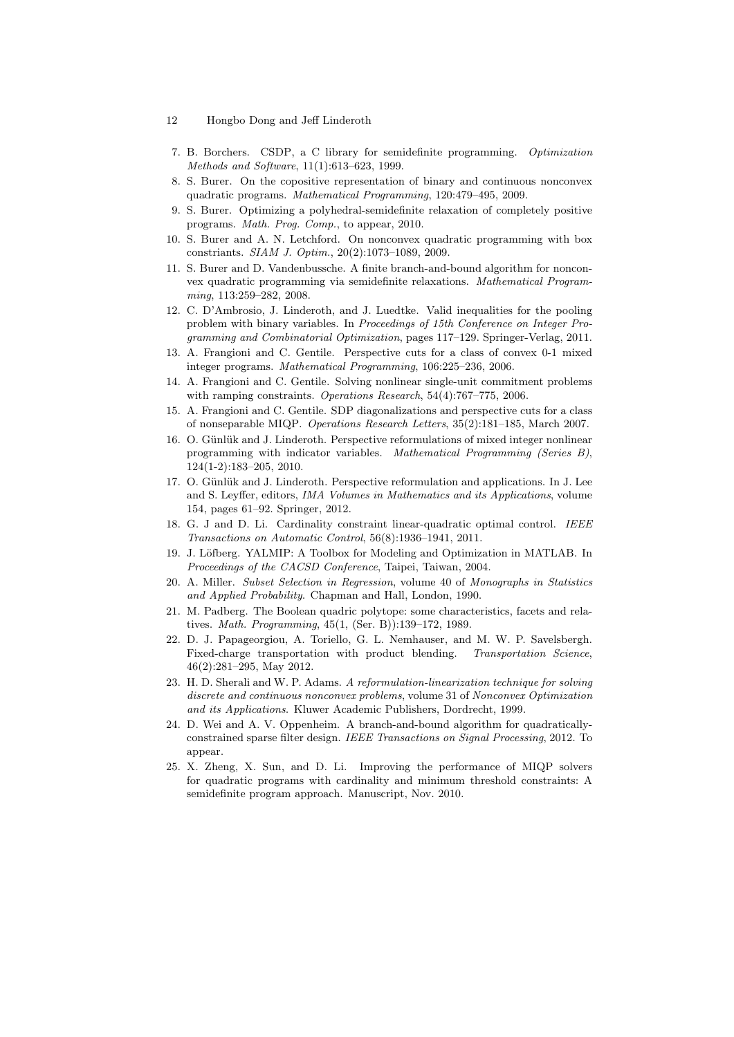7. B. Borchers. CSDP, a C library for semidefinite programming. *Optimization Methods and Software*, 11(1):613–623, 1999.
8. S. Burer. On the copositive representation of binary and continuous nonconvex quadratic programs. *Mathematical Programming*, 120:479–495, 2009.
9. S. Burer. Optimizing a polyhedral-semidefinite relaxation of completely positive programs. *Math. Prog. Comp.*, to appear, 2010.
10. S. Burer and A. N. Letchford. On nonconvex quadratic programming with box constriants. *SIAM J. Optim.*, 20(2):1073–1089, 2009.
11. S. Burer and D. Vandenbussche. A finite branch-and-bound algorithm for nonconvex quadratic programming via semidefinite relaxations. *Mathematical Programming*, 113:259–282, 2008.
12. C. D'Ambrosio, J. Linderoth, and J. Luedtke. Valid inequalities for the pooling problem with binary variables. In *Proceedings of 15th Conference on Integer Programming and Combinatorial Optimization*, pages 117–129. Springer-Verlag, 2011.
13. A. Frangioni and C. Gentile. Perspective cuts for a class of convex 0-1 mixed integer programs. *Mathematical Programming*, 106:225–236, 2006.
14. A. Frangioni and C. Gentile. Solving nonlinear single-unit commitment problems with ramping constraints. *Operations Research*, 54(4):767–775, 2006.
15. A. Frangioni and C. Gentile. SDP diagonalizations and perspective cuts for a class of nonseparable MIQP. *Operations Research Letters*, 35(2):181–185, March 2007.
16. O. Günlük and J. Linderoth. Perspective reformulations of mixed integer nonlinear programming with indicator variables. *Mathematical Programming (Series B)*, 124(1-2):183–205, 2010.
17. O. Günlük and J. Linderoth. Perspective reformulation and applications. In J. Lee and S. Leyffer, editors, *IMA Volumes in Mathematics and its Applications*, volume 154, pages 61–92. Springer, 2012.
18. G. J and D. Li. Cardinality constraint linear-quadratic optimal control. *IEEE Transactions on Automatic Control*, 56(8):1936–1941, 2011.
19. J. Löfberg. YALMIP: A Toolbox for Modeling and Optimization in MATLAB. In *Proceedings of the CACSD Conference*, Taipei, Taiwan, 2004.
20. A. Miller. *Subset Selection in Regression*, volume 40 of *Monographs in Statistics and Applied Probability*. Chapman and Hall, London, 1990.
21. M. Padberg. The Boolean quadric polytope: some characteristics, facets and relatives. *Math. Programming*, 45(1, (Ser. B)):139–172, 1989.
22. D. J. Papageorgiou, A. Toriello, G. L. Nemhauser, and M. W. P. Savelsbergh. Fixed-charge transportation with product blending. *Transportation Science*, 46(2):281–295, May 2012.
23. H. D. Sherali and W. P. Adams. *A reformulation-linearization technique for solving discrete and continuous nonconvex problems*, volume 31 of *Nonconvex Optimization and its Applications*. Kluwer Academic Publishers, Dordrecht, 1999.
24. D. Wei and A. V. Oppenheim. A branch-and-bound algorithm for quadratically-constrained sparse filter design. *IEEE Transactions on Signal Processing*, 2012. To appear.
25. X. Zheng, X. Sun, and D. Li. Improving the performance of MIQP solvers for quadratic programs with cardinality and minimum threshold constraints: A semidefinite program approach. Manuscript, Nov. 2010.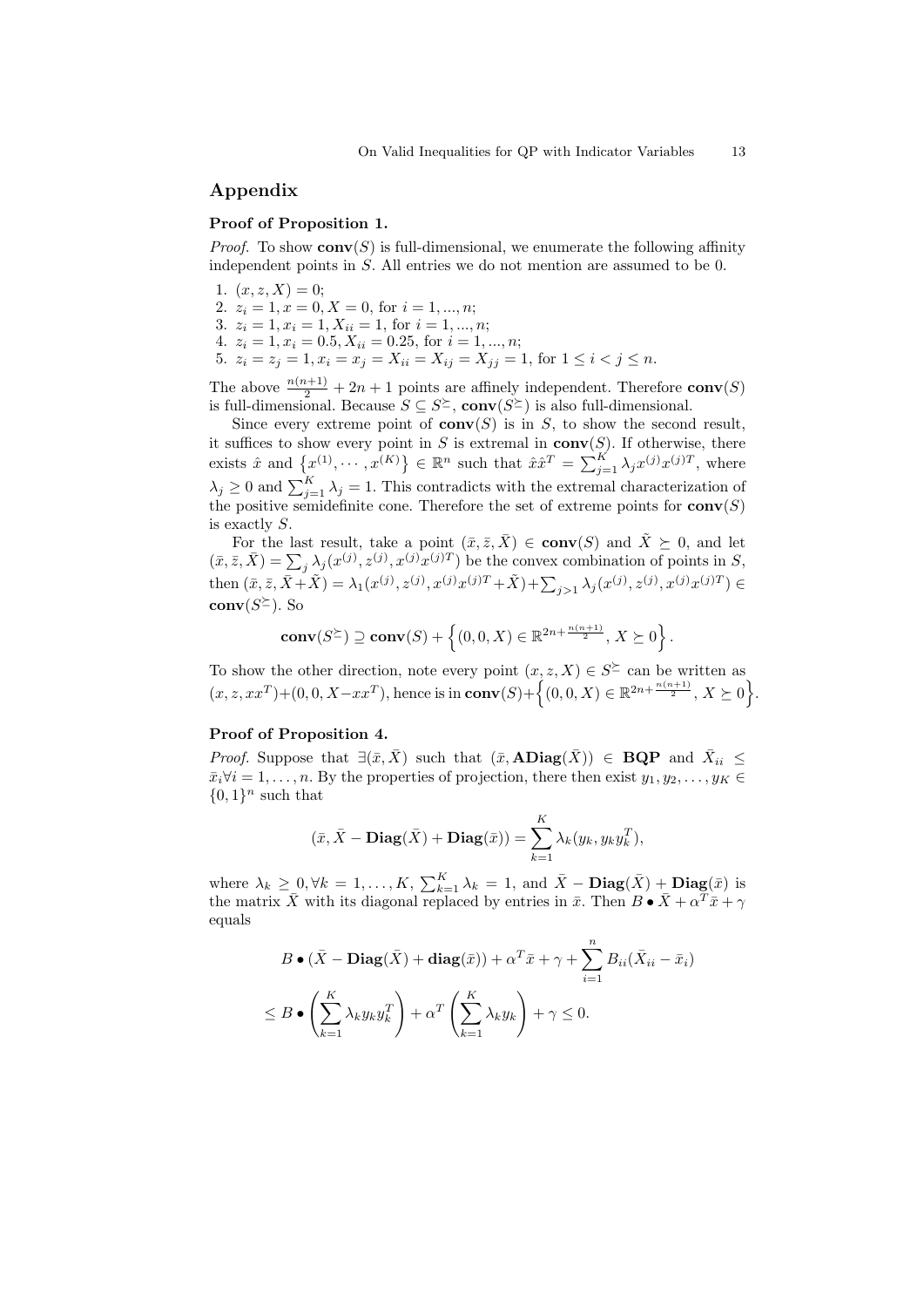## Appendix

**Proof of Proposition 1.**

*Proof.* To show $\mathbf{conv}(S)$ is full-dimensional, we enumerate the following affinity independent points in $S$. All entries we do not mention are assumed to be 0.

1. $(x, z, X) = 0$;
2. $z_i = 1, x = 0, X = 0$, for $i = 1, ..., n$;
3. $z_i = 1, x_i = 1, X_{ii} = 1$, for $i = 1, ..., n$;
4. $z_i = 1, x_i = 0.5, X_{ii} = 0.25$, for $i = 1, ..., n$;
5. $z_i = z_j = 1, x_i = x_j = X_{ii} = X_{ij} = X_{jj} = 1$, for $1 \leq i < j \leq n$.

The above $\frac{n(n+1)}{2} + 2n + 1$ points are affinely independent. Therefore $\mathbf{conv}(S)$ is full-dimensional. Because $S \subseteq S^{\succeq}$, $\mathbf{conv}(S^{\succeq})$ is also full-dimensional.

Since every extreme point of $\mathbf{conv}(S)$ is in $S$, to show the second result, it suffices to show every point in $S$ is extremal in $\mathbf{conv}(S)$. If otherwise, there exists $\hat{x}$ and $\left\{x^{(1)}, \cdots, x^{(K)}\right\} \in \mathbb{R}^n$ such that $\hat{x}\hat{x}^T = \sum_{j=1}^{K} \lambda_j x^{(j)} x^{(j)T}$, where $\lambda_j \geq 0$ and $\sum_{j=1}^{K} \lambda_j = 1$. This contradicts with the extremal characterization of the positive semidefinite cone. Therefore the set of extreme points for $\mathbf{conv}(S)$ is exactly $S$.

For the last result, take a point $(\bar{x}, \bar{z}, \bar{X}) \in \mathbf{conv}(S)$ and $\tilde{X} \succeq 0$, and let $(\bar{x}, \bar{z}, \bar{X}) = \sum_j \lambda_j (x^{(j)}, z^{(j)}, x^{(j)} x^{(j)T})$ be the convex combination of points in $S$, then $(\bar{x}, \bar{z}, \bar{X} + \tilde{X}) = \lambda_1 (x^{(j)}, z^{(j)}, x^{(j)} x^{(j)T} + \tilde{X}) + \sum_{j>1} \lambda_j (x^{(j)}, z^{(j)}, x^{(j)} x^{(j)T}) \in \mathbf{conv}(S^{\succeq})$. So

$$\mathbf{conv}(S^{\succeq}) \supseteq \mathbf{conv}(S) + \left\{(0, 0, X) \in \mathbb{R}^{2n + \frac{n(n+1)}{2}},\ X \succeq 0\right\}.$$

To show the other direction, note every point $(x, z, X) \in S^{\succeq}$ can be written as $(x, z, xx^T) + (0, 0, X - xx^T)$, hence is in $\mathbf{conv}(S) + \left\{(0, 0, X) \in \mathbb{R}^{2n + \frac{n(n+1)}{2}},\ X \succeq 0\right\}$.

**Proof of Proposition 4.**

*Proof.* Suppose that $\exists (\bar{x}, \bar{X})$ such that $(\bar{x}, \mathbf{ADiag}(\bar{X})) \in \mathbf{BQP}$ and $\bar{X}_{ii} \leq \bar{x}_i \forall i = 1, \ldots, n$. By the properties of projection, there then exist $y_1, y_2, \ldots, y_K \in \{0, 1\}^n$ such that

$$(\bar{x}, \bar{X} - \mathbf{Diag}(\bar{X}) + \mathbf{Diag}(\bar{x})) = \sum_{k=1}^{K} \lambda_k (y_k, y_k y_k^T),$$

where $\lambda_k \geq 0, \forall k = 1, \ldots, K$, $\sum_{k=1}^{K} \lambda_k = 1$, and $\bar{X} - \mathbf{Diag}(\bar{X}) + \mathbf{Diag}(\bar{x})$ is the matrix $\bar{X}$ with its diagonal replaced by entries in $\bar{x}$. Then $B \bullet \bar{X} + \alpha^T \bar{x} + \gamma$ equals

$$\begin{aligned}
& B \bullet (\bar{X} - \mathbf{Diag}(\bar{X}) + \mathbf{diag}(\bar{x})) + \alpha^T \bar{x} + \gamma + \sum_{i=1}^{n} B_{ii} (\bar{X}_{ii} - \bar{x}_i) \\
\leq\ & B \bullet \left(\sum_{k=1}^{K} \lambda_k y_k y_k^T\right) + \alpha^T \left(\sum_{k=1}^{K} \lambda_k y_k\right) + \gamma \leq 0.
\end{aligned}$$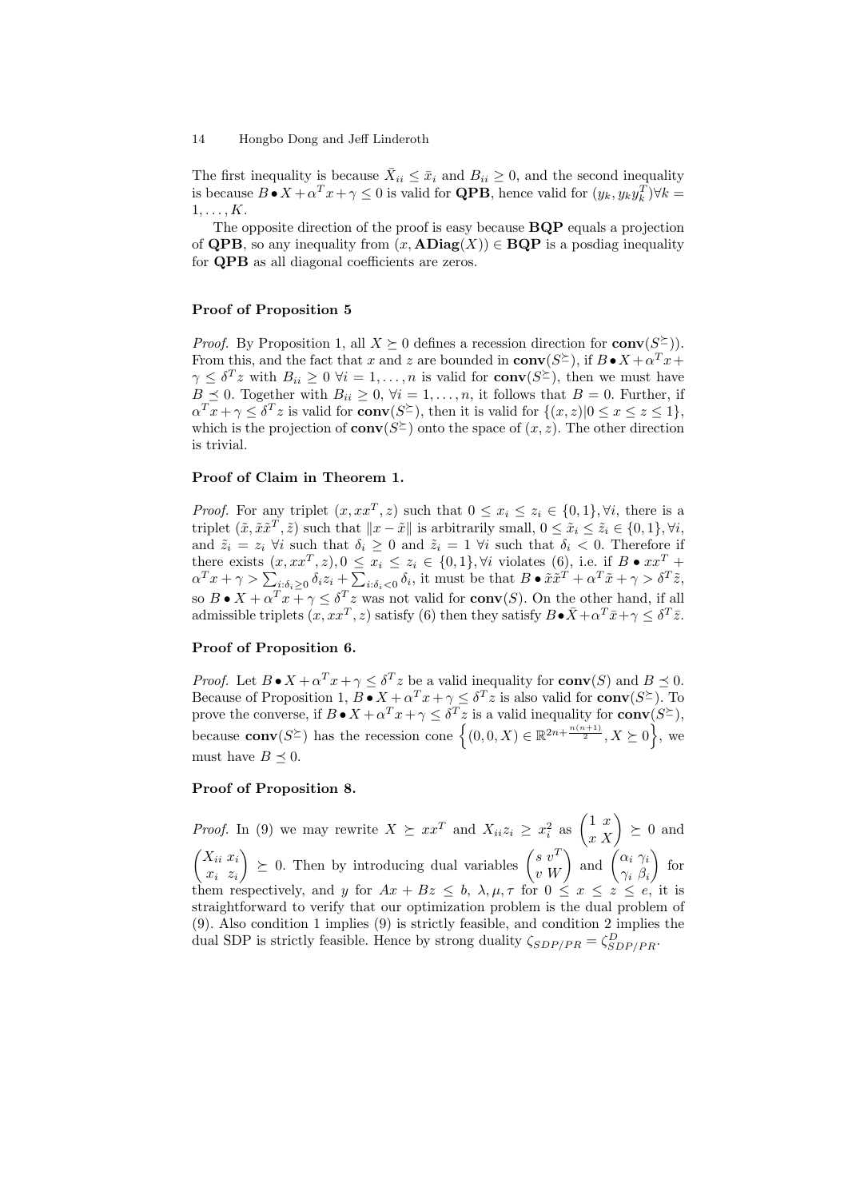The first inequality is because $\bar{X}_{ii} \leq \bar{x}_i$ and $B_{ii} \geq 0$, and the second inequality is because $B \bullet X + \alpha^T x + \gamma \leq 0$ is valid for **QPB**, hence valid for $(y_k, y_k y_k^T) \forall k = 1, \ldots, K$.

The opposite direction of the proof is easy because **BQP** equals a projection of **QPB**, so any inequality from $(x, \mathbf{ADiag}(X)) \in \mathbf{BQP}$ is a posdiag inequality for **QPB** as all diagonal coefficients are zeros.

**Proof of Proposition 5**

*Proof.* By Proposition 1, all $X \succeq 0$ defines a recession direction for $\mathbf{conv}(S^{\succeq})$). From this, and the fact that $x$ and $z$ are bounded in $\mathbf{conv}(S^{\succeq})$, if $B \bullet X + \alpha^T x + \gamma \leq \delta^T z$ with $B_{ii} \geq 0 \; \forall i = 1, \ldots, n$ is valid for $\mathbf{conv}(S^{\succeq})$, then we must have $B \preceq 0$. Together with $B_{ii} \geq 0$, $\forall i = 1, \ldots, n$, it follows that $B = 0$. Further, if $\alpha^T x + \gamma \leq \delta^T z$ is valid for $\mathbf{conv}(S^{\succeq})$, then it is valid for $\{(x, z) | 0 \leq x \leq z \leq 1\}$, which is the projection of $\mathbf{conv}(S^{\succeq})$ onto the space of $(x, z)$. The other direction is trivial.

**Proof of Claim in Theorem 1.**

*Proof.* For any triplet $(x, xx^T, z)$ such that $0 \leq x_i \leq z_i \in \{0, 1\}, \forall i$, there is a triplet $(\tilde{x}, \tilde{x}\tilde{x}^T, \tilde{z})$ such that $\|x - \tilde{x}\|$ is arbitrarily small, $0 \leq \tilde{x}_i \leq \tilde{z}_i \in \{0, 1\}, \forall i$, and $\tilde{z}_i = z_i \; \forall i$ such that $\delta_i \geq 0$ and $\tilde{z}_i = 1 \; \forall i$ such that $\delta_i < 0$. Therefore if there exists $(x, xx^T, z), 0 \leq x_i \leq z_i \in \{0, 1\}, \forall i$ violates (6), i.e. if $B \bullet xx^T + \alpha^T x + \gamma > \sum_{i:\delta_i \geq 0} \delta_i z_i + \sum_{i:\delta_i < 0} \delta_i$, it must be that $B \bullet \tilde{x}\tilde{x}^T + \alpha^T \tilde{x} + \gamma > \delta^T \tilde{z}$, so $B \bullet X + \alpha^T x + \gamma \leq \delta^T z$ was not valid for $\mathbf{conv}(S)$. On the other hand, if all admissible triplets $(x, xx^T, z)$ satisfy (6) then they satisfy $B \bullet \bar{X} + \alpha^T \bar{x} + \gamma \leq \delta^T \bar{z}$.

**Proof of Proposition 6.**

*Proof.* Let $B \bullet X + \alpha^T x + \gamma \leq \delta^T z$ be a valid inequality for $\mathbf{conv}(S)$ and $B \preceq 0$. Because of Proposition 1, $B \bullet X + \alpha^T x + \gamma \leq \delta^T z$ is also valid for $\mathbf{conv}(S^{\succeq})$. To prove the converse, if $B \bullet X + \alpha^T x + \gamma \leq \delta^T z$ is a valid inequality for $\mathbf{conv}(S^{\succeq})$, because $\mathbf{conv}(S^{\succeq})$ has the recession cone $\left\{(0, 0, X) \in \mathbb{R}^{2n + \frac{n(n+1)}{2}}, X \succeq 0\right\}$, we must have $B \preceq 0$.

**Proof of Proposition 8.**

*Proof.* In (9) we may rewrite $X \succeq xx^T$ and $X_{ii} z_i \geq x_i^2$ as $\begin{pmatrix} 1 & x \\ x & X \end{pmatrix} \succeq 0$ and $\begin{pmatrix} X_{ii} & x_i \\ x_i & z_i \end{pmatrix} \succeq 0$. Then by introducing dual variables $\begin{pmatrix} s & v^T \\ v & W \end{pmatrix}$ and $\begin{pmatrix} \alpha_i & \gamma_i \\ \gamma_i & \beta_i \end{pmatrix}$ for them respectively, and $y$ for $Ax + Bz \leq b$, $\lambda, \mu, \tau$ for $0 \leq x \leq z \leq e$, it is straightforward to verify that our optimization problem is the dual problem of (9). Also condition 1 implies (9) is strictly feasible, and condition 2 implies the dual SDP is strictly feasible. Hence by strong duality $\zeta_{SDP/PR} = \zeta_{SDP/PR}^D$.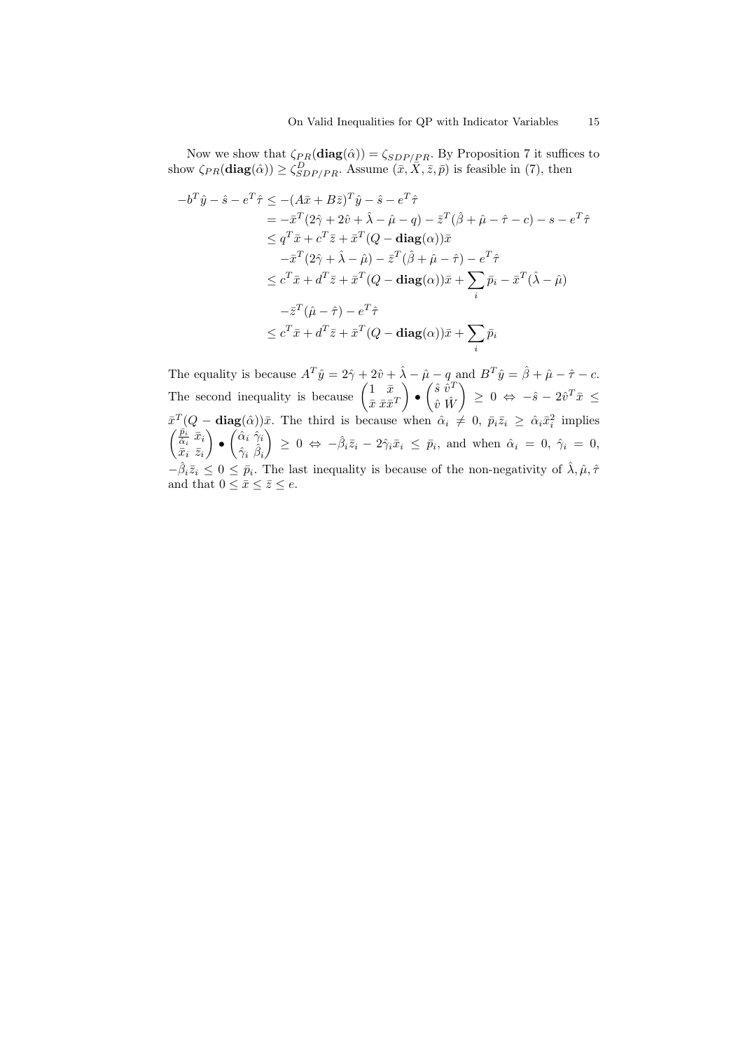Now we show that $\zeta_{PR}(\mathbf{diag}(\hat{\alpha})) = \zeta_{SDP/PR}$. By Proposition 7 it suffices to show $\zeta_{PR}(\mathbf{diag}(\hat{\alpha})) \geq \zeta^D_{SDP/PR}$. Assume $(\bar{x}, \bar{X}, \bar{z}, \bar{p})$ is feasible in (7), then

$$
\begin{aligned}
-b^T\hat{y} - \hat{s} - e^T\hat{\tau} &\leq -(A\bar{x} + B\bar{z})^T\hat{y} - \hat{s} - e^T\hat{\tau} \\
&= -\bar{x}^T(2\hat{\gamma} + 2\hat{v} + \hat{\lambda} - \hat{\mu} - q) - \bar{z}^T(\hat{\beta} + \hat{\mu} - \hat{\tau} - c) - s - e^T\hat{\tau} \\
&\leq q^T\bar{x} + c^T\bar{z} + \bar{x}^T(Q - \mathbf{diag}(\alpha))\bar{x} \\
&\quad -\bar{x}^T(2\hat{\gamma} + \hat{\lambda} - \hat{\mu}) - \bar{z}^T(\hat{\beta} + \hat{\mu} - \hat{\tau}) - e^T\hat{\tau} \\
&\leq c^T\bar{x} + d^T\bar{z} + \bar{x}^T(Q - \mathbf{diag}(\alpha))\bar{x} + \sum_i \bar{p}_i - \bar{x}^T(\hat{\lambda} - \hat{\mu}) \\
&\quad -\bar{z}^T(\hat{\mu} - \hat{\tau}) - e^T\hat{\tau} \\
&\leq c^T\bar{x} + d^T\bar{z} + \bar{x}^T(Q - \mathbf{diag}(\alpha))\bar{x} + \sum_i \bar{p}_i
\end{aligned}
$$

The equality is because $A^T\hat{y} = 2\hat{\gamma} + 2\hat{v} + \hat{\lambda} - \hat{\mu} - q$ and $B^T\hat{y} = \hat{\beta} + \hat{\mu} - \hat{\tau} - c$. The second inequality is because $\begin{pmatrix} 1 & \bar{x} \\ \bar{x} & \bar{x}\bar{x}^T \end{pmatrix} \bullet \begin{pmatrix} \hat{s} & \hat{v}^T \\ \hat{v} & \hat{W} \end{pmatrix} \geq 0 \Leftrightarrow -\hat{s} - 2\hat{v}^T\bar{x} \leq \bar{x}^T(Q - \mathbf{diag}(\hat{\alpha}))\bar{x}$. The third is because when $\hat{\alpha}_i \neq 0$, $\bar{p}_i\bar{z}_i \geq \hat{\alpha}_i\bar{x}_i^2$ implies $\begin{pmatrix} \frac{\bar{p}_i}{\hat{\alpha}_i} & \bar{x}_i \\ \bar{x}_i & \bar{z}_i \end{pmatrix} \bullet \begin{pmatrix} \hat{\alpha}_i & \hat{\gamma}_i \\ \hat{\gamma}_i & \hat{\beta}_i \end{pmatrix} \geq 0 \Leftrightarrow -\hat{\beta}_i\bar{z}_i - 2\hat{\gamma}_i\bar{x}_i \leq \bar{p}_i$, and when $\hat{\alpha}_i = 0$, $\hat{\gamma}_i = 0$, $-\hat{\beta}_i\bar{z}_i \leq 0 \leq \bar{p}_i$. The last inequality is because of the non-negativity of $\hat{\lambda}, \hat{\mu}, \hat{\tau}$ and that $0 \leq \bar{x} \leq \bar{z} \leq e$.